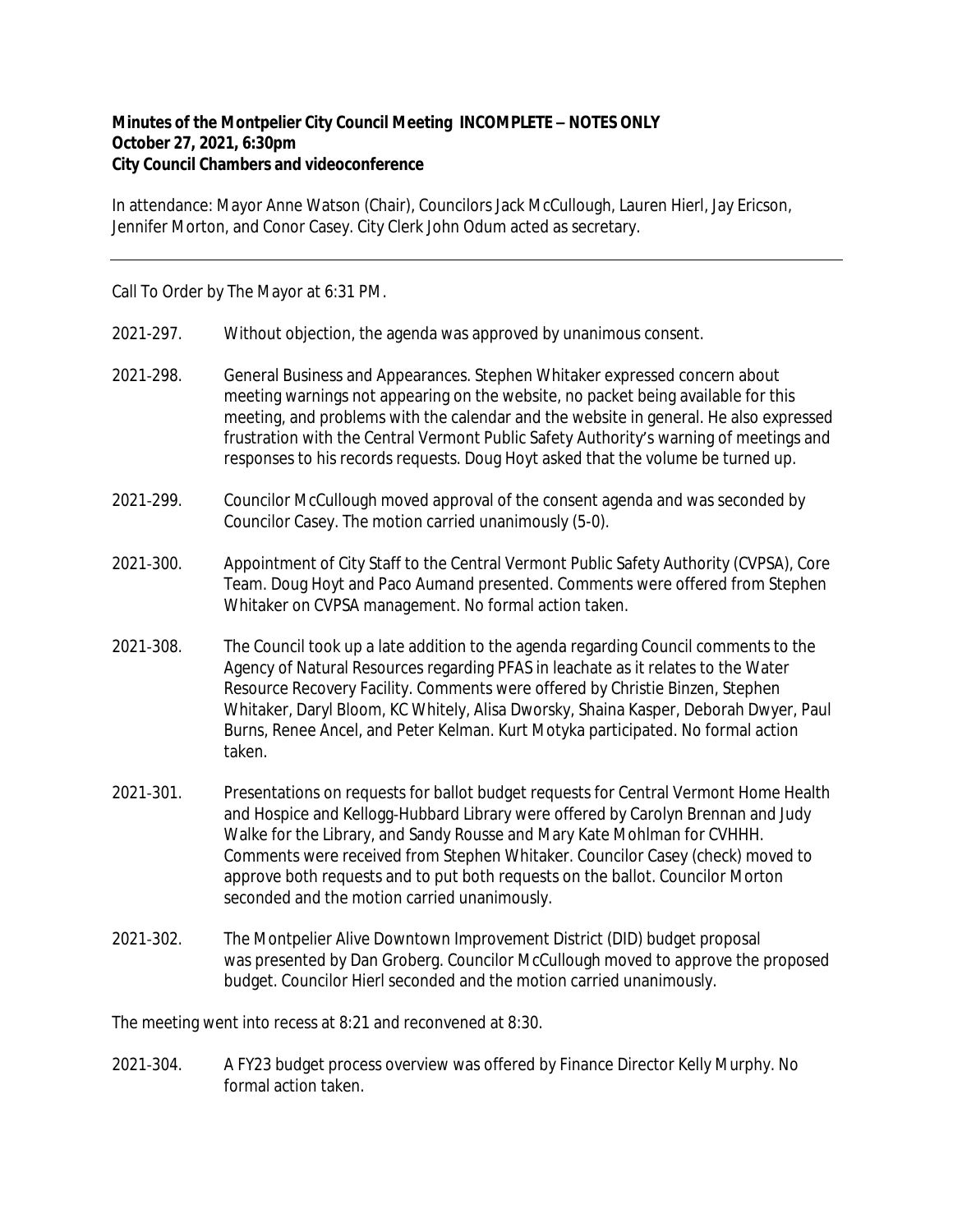**Minutes of the Montpelier City Council Meeting INCOMPLETE – NOTES ONLY**
**October 27, 2021, 6:30pm**
**City Council Chambers and videoconference**

In attendance: Mayor Anne Watson (Chair), Councilors Jack McCullough, Lauren Hierl, Jay Ericson, Jennifer Morton, and Conor Casey. City Clerk John Odum acted as secretary.

---

Call To Order by The Mayor at 6:31 PM.

2021-297. Without objection, the agenda was approved by unanimous consent.

2021-298. General Business and Appearances. Stephen Whitaker expressed concern about meeting warnings not appearing on the website, no packet being available for this meeting, and problems with the calendar and the website in general. He also expressed frustration with the Central Vermont Public Safety Authority's warning of meetings and responses to his records requests. Doug Hoyt asked that the volume be turned up.

2021-299. Councilor McCullough moved approval of the consent agenda and was seconded by Councilor Casey. The motion carried unanimously (5-0).

2021-300. Appointment of City Staff to the Central Vermont Public Safety Authority (CVPSA), Core Team. Doug Hoyt and Paco Aumand presented. Comments were offered from Stephen Whitaker on CVPSA management. No formal action taken.

2021-308. The Council took up a late addition to the agenda regarding Council comments to the Agency of Natural Resources regarding PFAS in leachate as it relates to the Water Resource Recovery Facility. Comments were offered by Christie Binzen, Stephen Whitaker, Daryl Bloom, KC Whitely, Alisa Dworsky, Shaina Kasper, Deborah Dwyer, Paul Burns, Renee Ancel, and Peter Kelman. Kurt Motyka participated. No formal action taken.

2021-301. Presentations on requests for ballot budget requests for Central Vermont Home Health and Hospice and Kellogg-Hubbard Library were offered by Carolyn Brennan and Judy Walke for the Library, and Sandy Rousse and Mary Kate Mohlman for CVHHH. Comments were received from Stephen Whitaker. Councilor Casey (check) moved to approve both requests and to put both requests on the ballot. Councilor Morton seconded and the motion carried unanimously.

2021-302. The Montpelier Alive Downtown Improvement District (DID) budget proposal was presented by Dan Groberg. Councilor McCullough moved to approve the proposed budget. Councilor Hierl seconded and the motion carried unanimously.

The meeting went into recess at 8:21 and reconvened at 8:30.

2021-304. A FY23 budget process overview was offered by Finance Director Kelly Murphy. No formal action taken.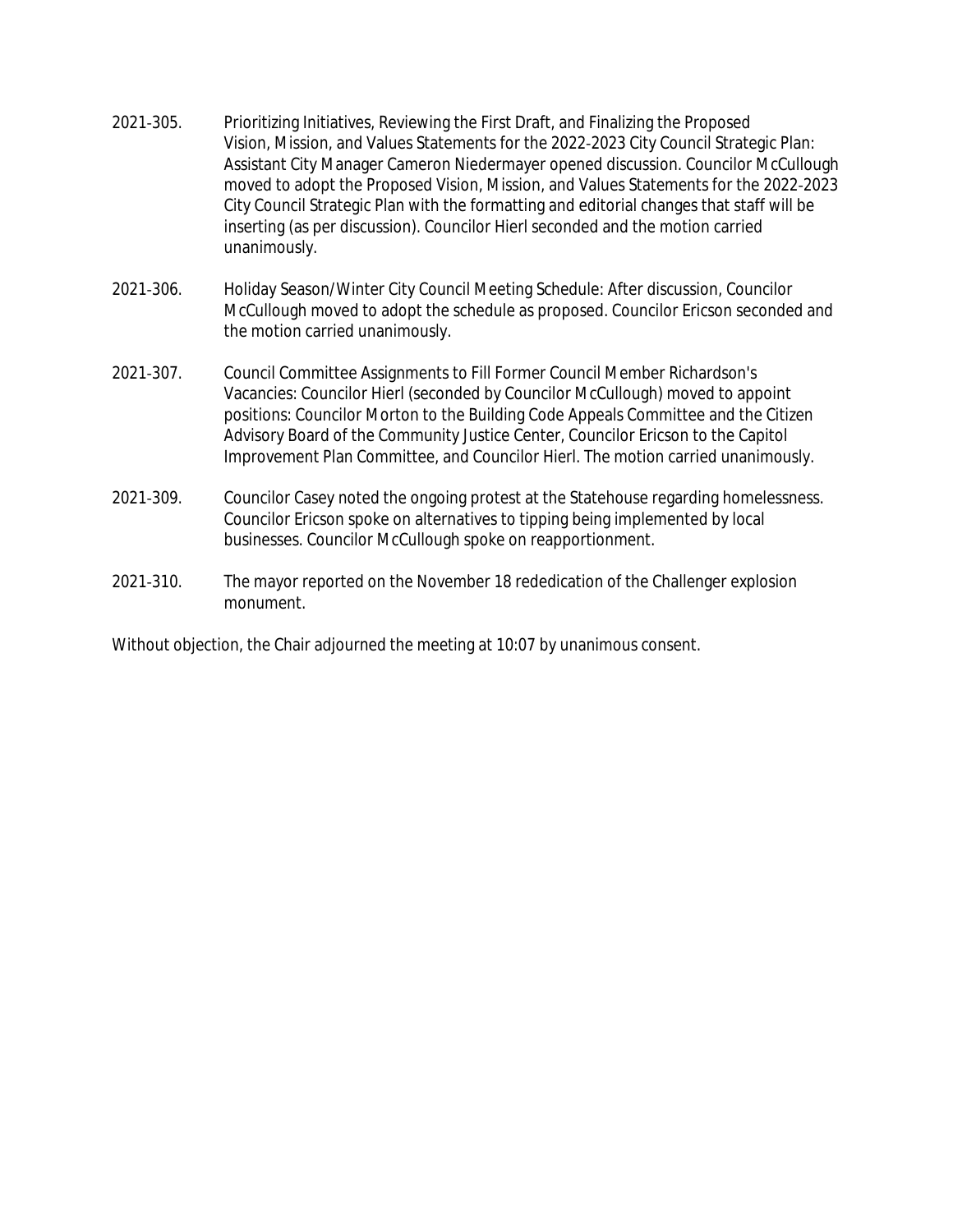2021-305. Prioritizing Initiatives, Reviewing the First Draft, and Finalizing the Proposed Vision, Mission, and Values Statements for the 2022-2023 City Council Strategic Plan: Assistant City Manager Cameron Niedermayer opened discussion. Councilor McCullough moved to adopt the Proposed Vision, Mission, and Values Statements for the 2022-2023 City Council Strategic Plan with the formatting and editorial changes that staff will be inserting (as per discussion). Councilor Hierl seconded and the motion carried unanimously.

2021-306. Holiday Season/Winter City Council Meeting Schedule: After discussion, Councilor McCullough moved to adopt the schedule as proposed. Councilor Ericson seconded and the motion carried unanimously.

2021-307. Council Committee Assignments to Fill Former Council Member Richardson's Vacancies: Councilor Hierl (seconded by Councilor McCullough) moved to appoint positions: Councilor Morton to the Building Code Appeals Committee and the Citizen Advisory Board of the Community Justice Center, Councilor Ericson to the Capitol Improvement Plan Committee, and Councilor Hierl. The motion carried unanimously.

2021-309. Councilor Casey noted the ongoing protest at the Statehouse regarding homelessness. Councilor Ericson spoke on alternatives to tipping being implemented by local businesses. Councilor McCullough spoke on reapportionment.

2021-310. The mayor reported on the November 18 rededication of the Challenger explosion monument.

Without objection, the Chair adjourned the meeting at 10:07 by unanimous consent.